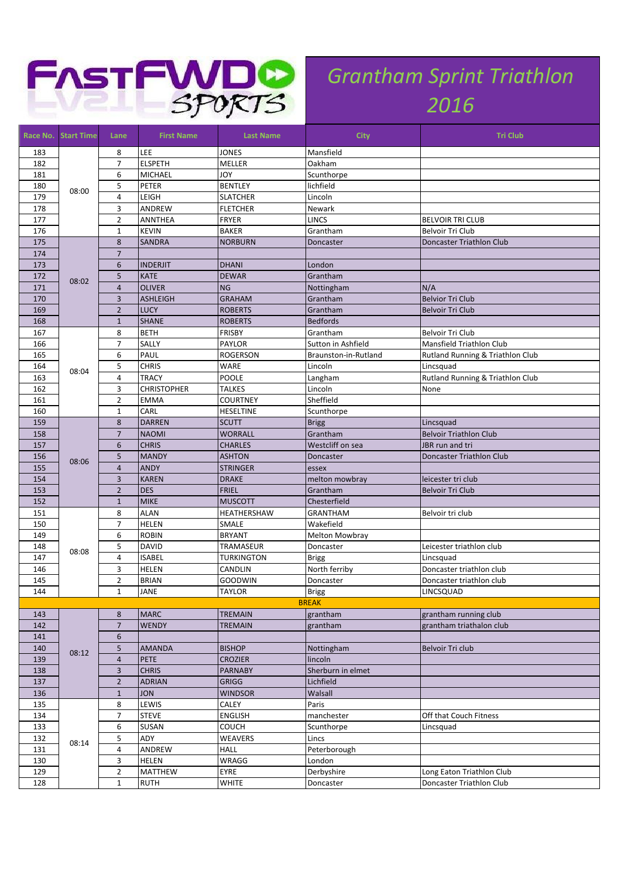# Grantham Sprint Triathlon 2016

| Race No. | Start Time | Lane | First Name | Last Name | City | Tri Club |
|---|---|---|---|---|---|---|
| 183 | 08:00 | 8 | LEE | JONES | Mansfield | |
| 182 | | 7 | ELSPETH | MELLER | Oakham | |
| 181 | | 6 | MICHAEL | JOY | Scunthorpe | |
| 180 | | 5 | PETER | BENTLEY | lichfield | |
| 179 | | 4 | LEIGH | SLATCHER | Lincoln | |
| 178 | | 3 | ANDREW | FLETCHER | Newark | |
| 177 | | 2 | ANNTHEA | FRYER | LINCS | BELVOIR TRI CLUB |
| 176 | | 1 | KEVIN | BAKER | Grantham | Belvoir Tri Club |
| 175 | 08:02 | 8 | SANDRA | NORBURN | Doncaster | Doncaster Triathlon Club |
| 174 | | 7 | | | | |
| 173 | | 6 | INDERJIT | DHANI | London | |
| 172 | | 5 | KATE | DEWAR | Grantham | |
| 171 | | 4 | OLIVER | NG | Nottingham | N/A |
| 170 | | 3 | ASHLEIGH | GRAHAM | Grantham | Belvior Tri Club |
| 169 | | 2 | LUCY | ROBERTS | Grantham | Belvoir Tri Club |
| 168 | | 1 | SHANE | ROBERTS | Bedfords | |
| 167 | 08:04 | 8 | BETH | FRISBY | Grantham | Belvoir Tri Club |
| 166 | | 7 | SALLY | PAYLOR | Sutton in Ashfield | Mansfield Triathlon Club |
| 165 | | 6 | PAUL | ROGERSON | Braunston-in-Rutland | Rutland Running & Triathlon Club |
| 164 | | 5 | CHRIS | WARE | Lincoln | Lincsquad |
| 163 | | 4 | TRACY | POOLE | Langham | Rutland Running & Triathlon Club |
| 162 | | 3 | CHRISTOPHER | TALKES | Lincoln | None |
| 161 | | 2 | EMMA | COURTNEY | Sheffield | |
| 160 | | 1 | CARL | HESELTINE | Scunthorpe | |
| 159 | 08:06 | 8 | DARREN | SCUTT | Brigg | Lincsquad |
| 158 | | 7 | NAOMI | WORRALL | Grantham | Belvoir Triathlon Club |
| 157 | | 6 | CHRIS | CHARLES | Westcliff on sea | JBR run and tri |
| 156 | | 5 | MANDY | ASHTON | Doncaster | Doncaster Triathlon Club |
| 155 | | 4 | ANDY | STRINGER | essex | |
| 154 | | 3 | KAREN | DRAKE | melton mowbray | leicester tri club |
| 153 | | 2 | DES | FRIEL | Grantham | Belvoir Tri Club |
| 152 | | 1 | MIKE | MUSCOTT | Chesterfield | |
| 151 | 08:08 | 8 | ALAN | HEATHERSHAW | GRANTHAM | Belvoir tri club |
| 150 | | 7 | HELEN | SMALE | Wakefield | |
| 149 | | 6 | ROBIN | BRYANT | Melton Mowbray | |
| 148 | | 5 | DAVID | TRAMASEUR | Doncaster | Leicester triathlon club |
| 147 | | 4 | ISABEL | TURKINGTON | Brigg | Lincsquad |
| 146 | | 3 | HELEN | CANDLIN | North ferriby | Doncaster triathlon club |
| 145 | | 2 | BRIAN | GOODWIN | Doncaster | Doncaster triathlon club |
| 144 | | 1 | JANE | TAYLOR | Brigg | LINCSQUAD |
| BREAK | | | | | | |
| 143 | 08:12 | 8 | MARC | TREMAIN | grantham | grantham running club |
| 142 | | 7 | WENDY | TREMAIN | grantham | grantham triathalon club |
| 141 | | 6 | | | | |
| 140 | | 5 | AMANDA | BISHOP | Nottingham | Belvoir Tri club |
| 139 | | 4 | PETE | CROZIER | lincoln | |
| 138 | | 3 | CHRIS | PARNABY | Sherburn in elmet | |
| 137 | | 2 | ADRIAN | GRIGG | Lichfield | |
| 136 | | 1 | JON | WINDSOR | Walsall | |
| 135 | 08:14 | 8 | LEWIS | CALEY | Paris | |
| 134 | | 7 | STEVE | ENGLISH | manchester | Off that Couch Fitness |
| 133 | | 6 | SUSAN | COUCH | Scunthorpe | Lincsquad |
| 132 | | 5 | ADY | WEAVERS | Lincs | |
| 131 | | 4 | ANDREW | HALL | Peterborough | |
| 130 | | 3 | HELEN | WRAGG | London | |
| 129 | | 2 | MATTHEW | EYRE | Derbyshire | Long Eaton Triathlon Club |
| 128 | | 1 | RUTH | WHITE | Doncaster | Doncaster Triathlon Club |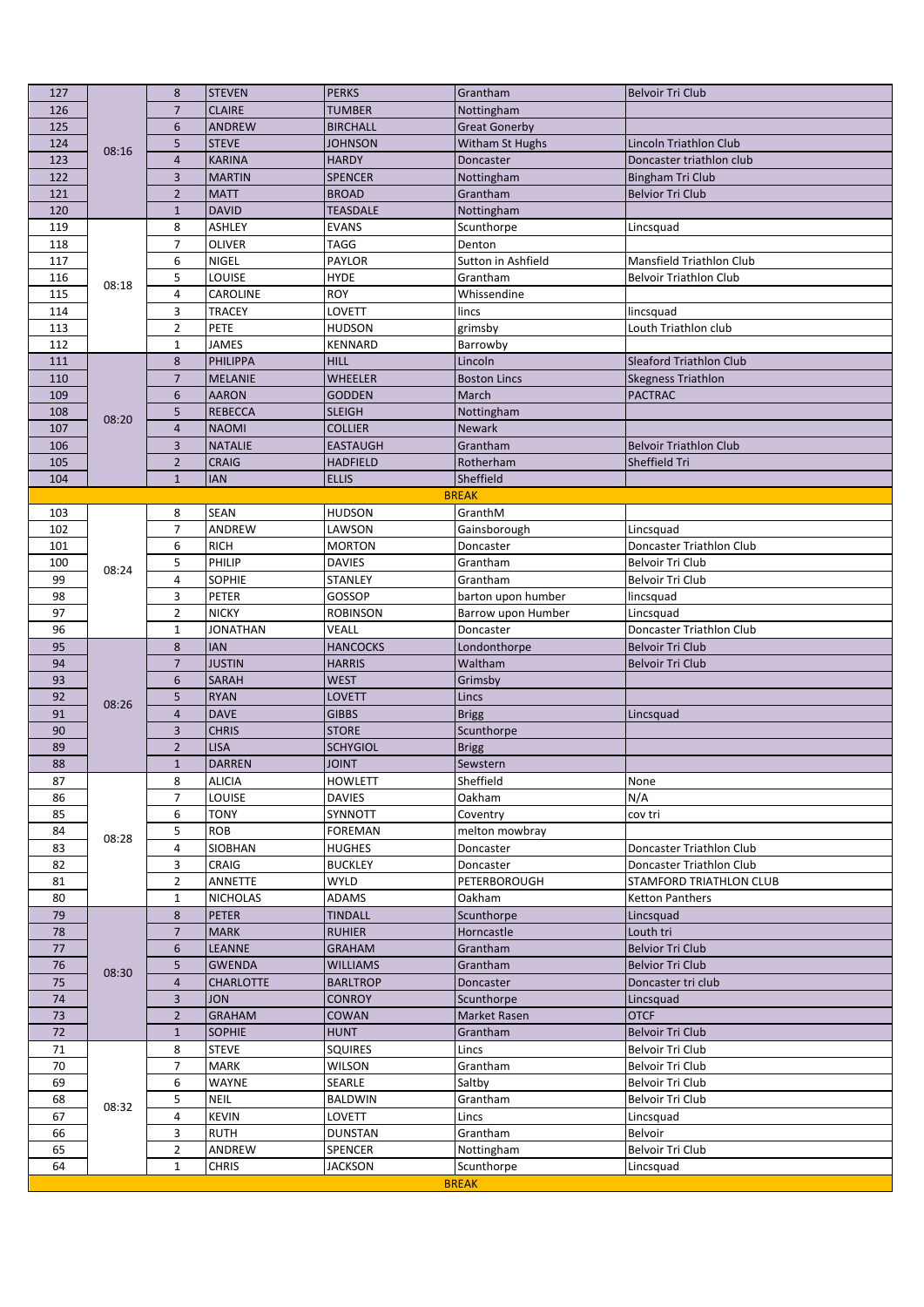| | | | | | | |
|---|---|---|---|---|---|---|
| 127 | 08:16 | 8 | STEVEN | PERKS | Grantham | Belvoir Tri Club |
| 126 | | 7 | CLAIRE | TUMBER | Nottingham | |
| 125 | | 6 | ANDREW | BIRCHALL | Great Gonerby | |
| 124 | | 5 | STEVE | JOHNSON | Witham St Hughs | Lincoln Triathlon Club |
| 123 | | 4 | KARINA | HARDY | Doncaster | Doncaster triathlon club |
| 122 | | 3 | MARTIN | SPENCER | Nottingham | Bingham Tri Club |
| 121 | | 2 | MATT | BROAD | Grantham | Belvior Tri Club |
| 120 | | 1 | DAVID | TEASDALE | Nottingham | |
| 119 | 08:18 | 8 | ASHLEY | EVANS | Scunthorpe | Lincsquad |
| 118 | | 7 | OLIVER | TAGG | Denton | |
| 117 | | 6 | NIGEL | PAYLOR | Sutton in Ashfield | Mansfield Triathlon Club |
| 116 | | 5 | LOUISE | HYDE | Grantham | Belvoir Triathlon Club |
| 115 | | 4 | CAROLINE | ROY | Whissendine | |
| 114 | | 3 | TRACEY | LOVETT | lincs | lincsquad |
| 113 | | 2 | PETE | HUDSON | grimsby | Louth Triathlon club |
| 112 | | 1 | JAMES | KENNARD | Barrowby | |
| 111 | 08:20 | 8 | PHILIPPA | HILL | Lincoln | Sleaford Triathlon Club |
| 110 | | 7 | MELANIE | WHEELER | Boston Lincs | Skegness Triathlon |
| 109 | | 6 | AARON | GODDEN | March | PACTRAC |
| 108 | | 5 | REBECCA | SLEIGH | Nottingham | |
| 107 | | 4 | NAOMI | COLLIER | Newark | |
| 106 | | 3 | NATALIE | EASTAUGH | Grantham | Belvoir Triathlon Club |
| 105 | | 2 | CRAIG | HADFIELD | Rotherham | Sheffield Tri |
| 104 | | 1 | IAN | ELLIS | Sheffield | |
| | | | | | BREAK | |
| 103 | 08:24 | 8 | SEAN | HUDSON | GranthM | |
| 102 | | 7 | ANDREW | LAWSON | Gainsborough | Lincsquad |
| 101 | | 6 | RICH | MORTON | Doncaster | Doncaster Triathlon Club |
| 100 | | 5 | PHILIP | DAVIES | Grantham | Belvoir Tri Club |
| 99 | | 4 | SOPHIE | STANLEY | Grantham | Belvoir Tri Club |
| 98 | | 3 | PETER | GOSSOP | barton upon humber | lincsquad |
| 97 | | 2 | NICKY | ROBINSON | Barrow upon Humber | Lincsquad |
| 96 | | 1 | JONATHAN | VEALL | Doncaster | Doncaster Triathlon Club |
| 95 | 08:26 | 8 | IAN | HANCOCKS | Londonthorpe | Belvoir Tri Club |
| 94 | | 7 | JUSTIN | HARRIS | Waltham | Belvoir Tri Club |
| 93 | | 6 | SARAH | WEST | Grimsby | |
| 92 | | 5 | RYAN | LOVETT | Lincs | |
| 91 | | 4 | DAVE | GIBBS | Brigg | Lincsquad |
| 90 | | 3 | CHRIS | STORE | Scunthorpe | |
| 89 | | 2 | LISA | SCHYGIOL | Brigg | |
| 88 | | 1 | DARREN | JOINT | Sewstern | |
| 87 | 08:28 | 8 | ALICIA | HOWLETT | Sheffield | None |
| 86 | | 7 | LOUISE | DAVIES | Oakham | N/A |
| 85 | | 6 | TONY | SYNNOTT | Coventry | cov tri |
| 84 | | 5 | ROB | FOREMAN | melton mowbray | |
| 83 | | 4 | SIOBHAN | HUGHES | Doncaster | Doncaster Triathlon Club |
| 82 | | 3 | CRAIG | BUCKLEY | Doncaster | Doncaster Triathlon Club |
| 81 | | 2 | ANNETTE | WYLD | PETERBOROUGH | STAMFORD TRIATHLON CLUB |
| 80 | | 1 | NICHOLAS | ADAMS | Oakham | Ketton Panthers |
| 79 | 08:30 | 8 | PETER | TINDALL | Scunthorpe | Lincsquad |
| 78 | | 7 | MARK | RUHIER | Horncastle | Louth tri |
| 77 | | 6 | LEANNE | GRAHAM | Grantham | Belvior Tri Club |
| 76 | | 5 | GWENDA | WILLIAMS | Grantham | Belvior Tri Club |
| 75 | | 4 | CHARLOTTE | BARLTROP | Doncaster | Doncaster tri club |
| 74 | | 3 | JON | CONROY | Scunthorpe | Lincsquad |
| 73 | | 2 | GRAHAM | COWAN | Market Rasen | OTCF |
| 72 | | 1 | SOPHIE | HUNT | Grantham | Belvoir Tri Club |
| 71 | 08:32 | 8 | STEVE | SQUIRES | Lincs | Belvoir Tri Club |
| 70 | | 7 | MARK | WILSON | Grantham | Belvoir Tri Club |
| 69 | | 6 | WAYNE | SEARLE | Saltby | Belvoir Tri Club |
| 68 | | 5 | NEIL | BALDWIN | Grantham | Belvoir Tri Club |
| 67 | | 4 | KEVIN | LOVETT | Lincs | Lincsquad |
| 66 | | 3 | RUTH | DUNSTAN | Grantham | Belvoir |
| 65 | | 2 | ANDREW | SPENCER | Nottingham | Belvoir Tri Club |
| 64 | | 1 | CHRIS | JACKSON | Scunthorpe | Lincsquad |
| | | | | | BREAK | |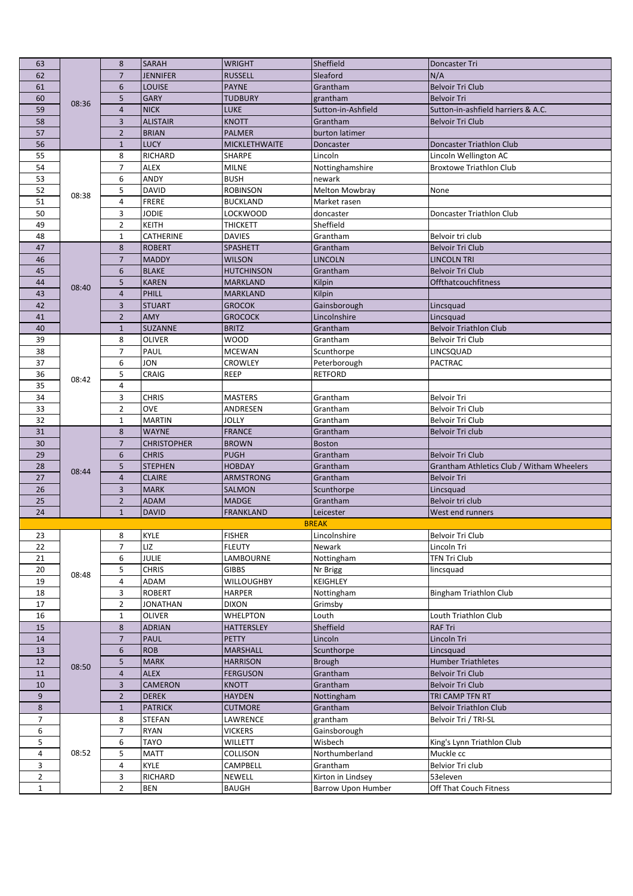| | | | | | | |
|---|---|---|---|---|---|---|
| 63 | 08:36 | 8 | SARAH | WRIGHT | Sheffield | Doncaster Tri |
| 62 | | 7 | JENNIFER | RUSSELL | Sleaford | N/A |
| 61 | | 6 | LOUISE | PAYNE | Grantham | Belvoir Tri Club |
| 60 | | 5 | GARY | TUDBURY | grantham | Belvoir Tri |
| 59 | | 4 | NICK | LUKE | Sutton-in-Ashfield | Sutton-in-ashfield harriers & A.C. |
| 58 | | 3 | ALISTAIR | KNOTT | Grantham | Belvoir Tri Club |
| 57 | | 2 | BRIAN | PALMER | burton latimer | |
| 56 | | 1 | LUCY | MICKLETHWAITE | Doncaster | Doncaster Triathlon Club |
| 55 | 08:38 | 8 | RICHARD | SHARPE | Lincoln | Lincoln Wellington AC |
| 54 | | 7 | ALEX | MILNE | Nottinghamshire | Broxtowe Triathlon Club |
| 53 | | 6 | ANDY | BUSH | newark | |
| 52 | | 5 | DAVID | ROBINSON | Melton Mowbray | None |
| 51 | | 4 | FRERE | BUCKLAND | Market rasen | |
| 50 | | 3 | JODIE | LOCKWOOD | doncaster | Doncaster Triathlon Club |
| 49 | | 2 | KEITH | THICKETT | Sheffield | |
| 48 | | 1 | CATHERINE | DAVIES | Grantham | Belvoir tri club |
| 47 | 08:40 | 8 | ROBERT | SPASHETT | Grantham | Belvoir Tri Club |
| 46 | | 7 | MADDY | WILSON | LINCOLN | LINCOLN TRI |
| 45 | | 6 | BLAKE | HUTCHINSON | Grantham | Belvoir Tri Club |
| 44 | | 5 | KAREN | MARKLAND | Kilpin | Offthatcouchfitness |
| 43 | | 4 | PHILL | MARKLAND | Kilpin | |
| 42 | | 3 | STUART | GROCOK | Gainsborough | Lincsquad |
| 41 | | 2 | AMY | GROCOCK | Lincolnshire | Lincsquad |
| 40 | | 1 | SUZANNE | BRITZ | Grantham | Belvoir Triathlon Club |
| 39 | 08:42 | 8 | OLIVER | WOOD | Grantham | Belvoir Tri Club |
| 38 | | 7 | PAUL | MCEWAN | Scunthorpe | LINCSQUAD |
| 37 | | 6 | JON | CROWLEY | Peterborough | PACTRAC |
| 36 | | 5 | CRAIG | REEP | RETFORD | |
| 35 | | 4 | | | | |
| 34 | | 3 | CHRIS | MASTERS | Grantham | Belvoir Tri |
| 33 | | 2 | OVE | ANDRESEN | Grantham | Belvoir Tri Club |
| 32 | | 1 | MARTIN | JOLLY | Grantham | Belvoir Tri Club |
| 31 | 08:44 | 8 | WAYNE | FRANCE | Grantham | Belvoir Tri club |
| 30 | | 7 | CHRISTOPHER | BROWN | Boston | |
| 29 | | 6 | CHRIS | PUGH | Grantham | Belvoir Tri Club |
| 28 | | 5 | STEPHEN | HOBDAY | Grantham | Grantham Athletics Club / Witham Wheelers |
| 27 | | 4 | CLAIRE | ARMSTRONG | Grantham | Belvoir Tri |
| 26 | | 3 | MARK | SALMON | Scunthorpe | Lincsquad |
| 25 | | 2 | ADAM | MADGE | Grantham | Belvoir tri club |
| 24 | | 1 | DAVID | FRANKLAND | Leicester | West end runners |
| | | | | | BREAK | |
| 23 | 08:48 | 8 | KYLE | FISHER | Lincolnshire | Belvoir Tri Club |
| 22 | | 7 | LIZ | FLEUTY | Newark | Lincoln Tri |
| 21 | | 6 | JULIE | LAMBOURNE | Nottingham | TFN Tri Club |
| 20 | | 5 | CHRIS | GIBBS | Nr Brigg | lincsquad |
| 19 | | 4 | ADAM | WILLOUGHBY | KEIGHLEY | |
| 18 | | 3 | ROBERT | HARPER | Nottingham | Bingham Triathlon Club |
| 17 | | 2 | JONATHAN | DIXON | Grimsby | |
| 16 | | 1 | OLIVER | WHELPTON | Louth | Louth Triathlon Club |
| 15 | 08:50 | 8 | ADRIAN | HATTERSLEY | Sheffield | RAF Tri |
| 14 | | 7 | PAUL | PETTY | Lincoln | Lincoln Tri |
| 13 | | 6 | ROB | MARSHALL | Scunthorpe | Lincsquad |
| 12 | | 5 | MARK | HARRISON | Brough | Humber Triathletes |
| 11 | | 4 | ALEX | FERGUSON | Grantham | Belvoir Tri Club |
| 10 | | 3 | CAMERON | KNOTT | Grantham | Belvoir Tri Club |
| 9 | | 2 | DEREK | HAYDEN | Nottingham | TRI CAMP TFN RT |
| 8 | | 1 | PATRICK | CUTMORE | Grantham | Belvoir Triathlon Club |
| 7 | 08:52 | 8 | STEFAN | LAWRENCE | grantham | Belvoir Tri / TRI-SL |
| 6 | | 7 | RYAN | VICKERS | Gainsborough | |
| 5 | | 6 | TAYO | WILLETT | Wisbech | King's Lynn Triathlon Club |
| 4 | | 5 | MATT | COLLISON | Northumberland | Muckle cc |
| 3 | | 4 | KYLE | CAMPBELL | Grantham | Belvior Tri club |
| 2 | | 3 | RICHARD | NEWELL | Kirton in Lindsey | 53eleven |
| 1 | | 2 | BEN | BAUGH | Barrow Upon Humber | Off That Couch Fitness |